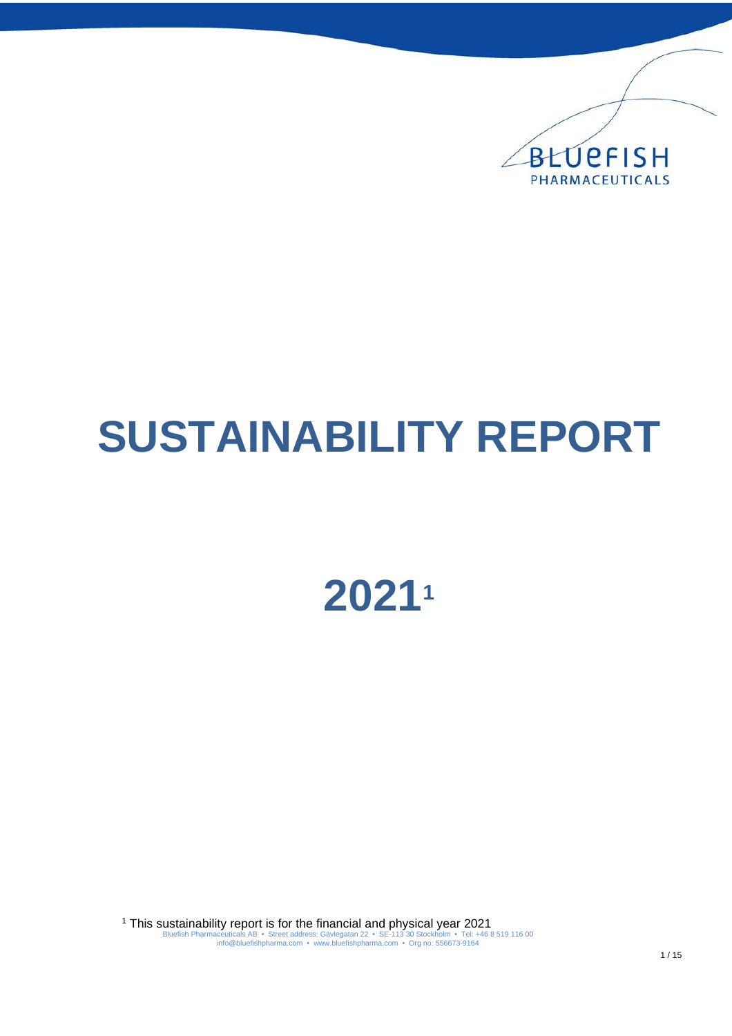BLUEFISH
PHARMACEUTICALS

# SUSTAINABILITY REPORT

# 2021[1]

[1] This sustainability report is for the financial and physical year 2021

Bluefish Pharmaceuticals AB • Street address: Gävlegatan 22 • SE-113 30 Stockholm • Tel: +46 8 519 116 00
info@bluefishpharma.com • www.bluefishpharma.com • Org no: 556673-9164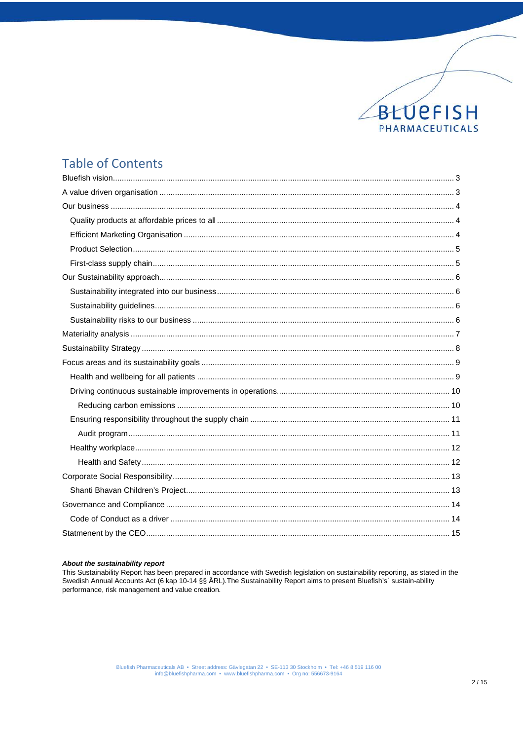# Table of Contents

- Bluefish vision.......... 3
- A value driven organisation .......... 3
- Our business .......... 4
  - Quality products at affordable prices to all .......... 4
  - Efficient Marketing Organisation .......... 4
  - Product Selection .......... 5
  - First-class supply chain .......... 5
- Our Sustainability approach .......... 6
  - Sustainability integrated into our business .......... 6
  - Sustainability guidelines .......... 6
  - Sustainability risks to our business .......... 6
- Materiality analysis .......... 7
- Sustainability Strategy .......... 8
- Focus areas and its sustainability goals .......... 9
  - Health and wellbeing for all patients .......... 9
  - Driving continuous sustainable improvements in operations .......... 10
    - Reducing carbon emissions .......... 10
  - Ensuring responsibility throughout the supply chain .......... 11
    - Audit program .......... 11
  - Healthy workplace .......... 12
    - Health and Safety .......... 12
- Corporate Social Responsibility .......... 13
  - Shanti Bhavan Children's Project .......... 13
- Governance and Compliance .......... 14
  - Code of Conduct as a driver .......... 14
- Statmenent by the CEO .......... 15

***About the sustainability report***

This Sustainability Report has been prepared in accordance with Swedish legislation on sustainability reporting, as stated in the Swedish Annual Accounts Act (6 kap 10-14 §§ ÅRL).The Sustainability Report aims to present Bluefish's´ sustain-ability performance, risk management and value creation.

Bluefish Pharmaceuticals AB • Street address: Gävlegatan 22 • SE-113 30 Stockholm • Tel: +46 8 519 116 00
info@bluefishpharma.com • www.bluefishpharma.com • Org no: 556673-9164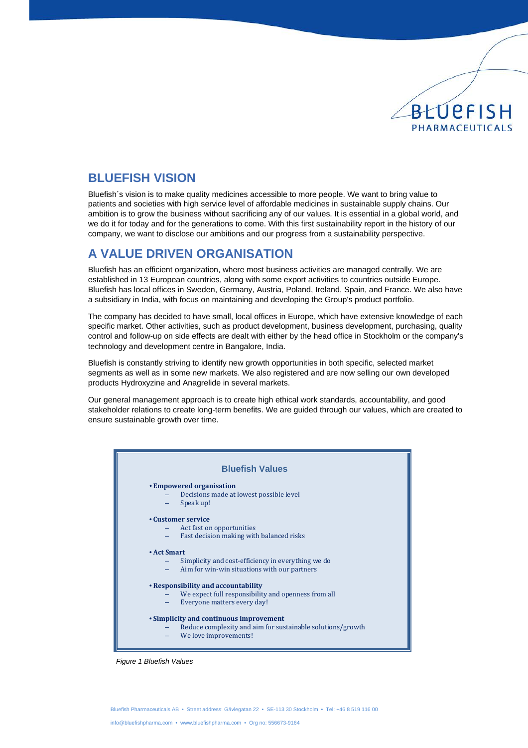## BLUEFISH VISION

Bluefish´s vision is to make quality medicines accessible to more people. We want to bring value to patients and societies with high service level of affordable medicines in sustainable supply chains. Our ambition is to grow the business without sacrificing any of our values. It is essential in a global world, and we do it for today and for the generations to come. With this first sustainability report in the history of our company, we want to disclose our ambitions and our progress from a sustainability perspective.

## A VALUE DRIVEN ORGANISATION

Bluefish has an efficient organization, where most business activities are managed centrally. We are established in 13 European countries, along with some export activities to countries outside Europe. Bluefish has local offices in Sweden, Germany, Austria, Poland, Ireland, Spain, and France. We also have a subsidiary in India, with focus on maintaining and developing the Group's product portfolio.

The company has decided to have small, local offices in Europe, which have extensive knowledge of each specific market. Other activities, such as product development, business development, purchasing, quality control and follow-up on side effects are dealt with either by the head office in Stockholm or the company's technology and development centre in Bangalore, India.

Bluefish is constantly striving to identify new growth opportunities in both specific, selected market segments as well as in some new markets. We also registered and are now selling our own developed products Hydroxyzine and Anagrelide in several markets.

Our general management approach is to create high ethical work standards, accountability, and good stakeholder relations to create long-term benefits. We are guided through our values, which are created to ensure sustainable growth over time.

### Bluefish Values

- **Empowered organisation**
  - Decisions made at lowest possible level
  - Speak up!
- **Customer service**
  - Act fast on opportunities
  - Fast decision making with balanced risks
- **Act Smart**
  - Simplicity and cost-efficiency in everything we do
  - Aim for win-win situations with our partners
- **Responsibility and accountability**
  - We expect full responsibility and openness from all
  - Everyone matters every day!
- **Simplicity and continuous improvement**
  - Reduce complexity and aim for sustainable solutions/growth
  - We love improvements!

*Figure 1 Bluefish Values*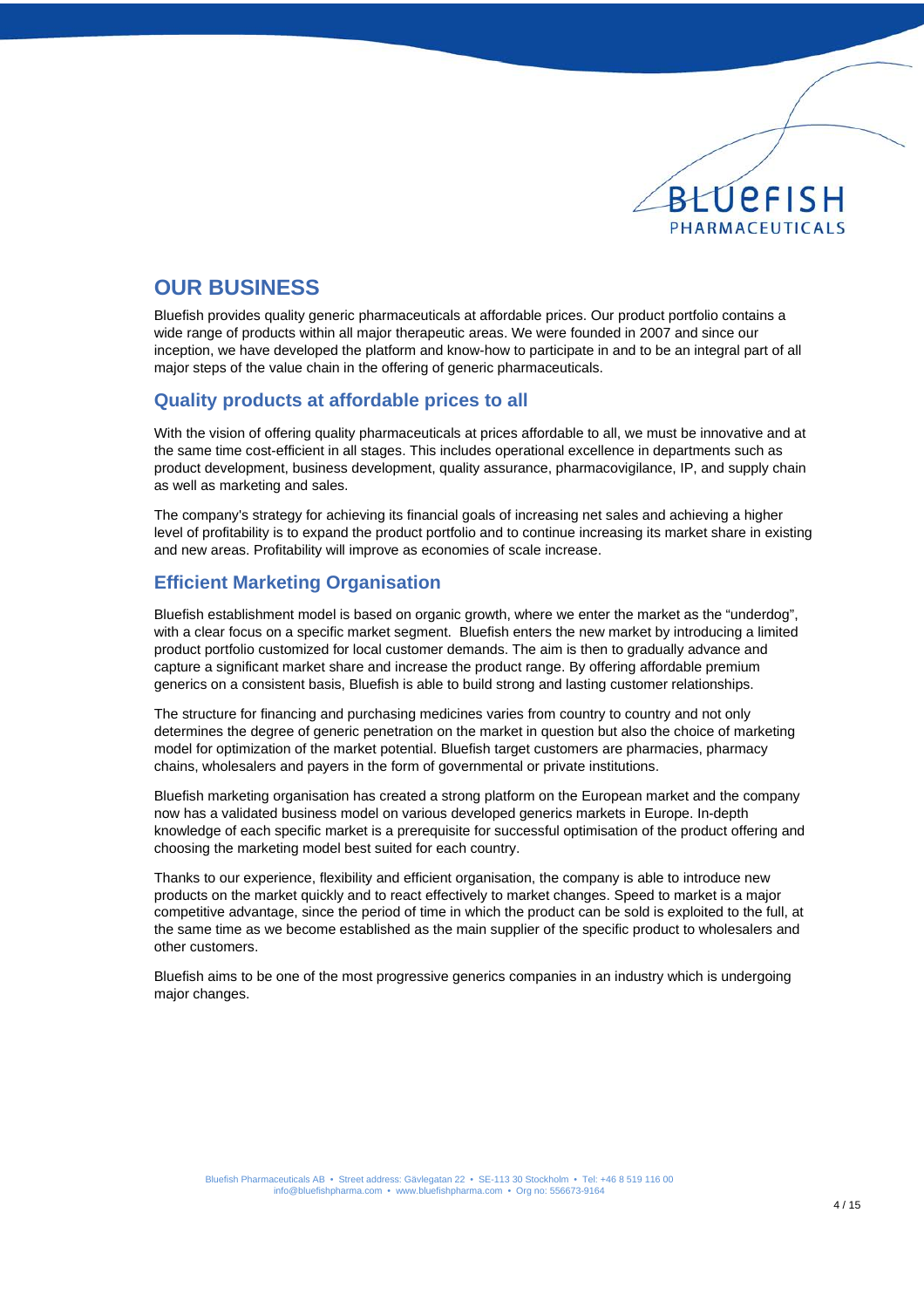## OUR BUSINESS

Bluefish provides quality generic pharmaceuticals at affordable prices. Our product portfolio contains a wide range of products within all major therapeutic areas. We were founded in 2007 and since our inception, we have developed the platform and know-how to participate in and to be an integral part of all major steps of the value chain in the offering of generic pharmaceuticals.

### Quality products at affordable prices to all

With the vision of offering quality pharmaceuticals at prices affordable to all, we must be innovative and at the same time cost-efficient in all stages. This includes operational excellence in departments such as product development, business development, quality assurance, pharmacovigilance, IP, and supply chain as well as marketing and sales.

The company's strategy for achieving its financial goals of increasing net sales and achieving a higher level of profitability is to expand the product portfolio and to continue increasing its market share in existing and new areas. Profitability will improve as economies of scale increase.

### Efficient Marketing Organisation

Bluefish establishment model is based on organic growth, where we enter the market as the "underdog", with a clear focus on a specific market segment. Bluefish enters the new market by introducing a limited product portfolio customized for local customer demands. The aim is then to gradually advance and capture a significant market share and increase the product range. By offering affordable premium generics on a consistent basis, Bluefish is able to build strong and lasting customer relationships.

The structure for financing and purchasing medicines varies from country to country and not only determines the degree of generic penetration on the market in question but also the choice of marketing model for optimization of the market potential. Bluefish target customers are pharmacies, pharmacy chains, wholesalers and payers in the form of governmental or private institutions.

Bluefish marketing organisation has created a strong platform on the European market and the company now has a validated business model on various developed generics markets in Europe. In-depth knowledge of each specific market is a prerequisite for successful optimisation of the product offering and choosing the marketing model best suited for each country.

Thanks to our experience, flexibility and efficient organisation, the company is able to introduce new products on the market quickly and to react effectively to market changes. Speed to market is a major competitive advantage, since the period of time in which the product can be sold is exploited to the full, at the same time as we become established as the main supplier of the specific product to wholesalers and other customers.

Bluefish aims to be one of the most progressive generics companies in an industry which is undergoing major changes.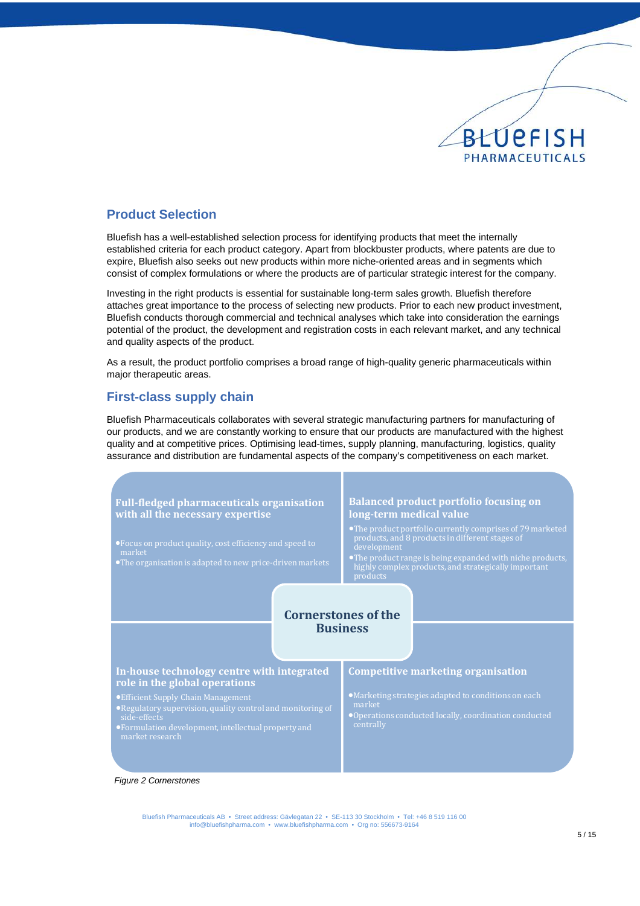## Product Selection

Bluefish has a well-established selection process for identifying products that meet the internally established criteria for each product category. Apart from blockbuster products, where patents are due to expire, Bluefish also seeks out new products within more niche-oriented areas and in segments which consist of complex formulations or where the products are of particular strategic interest for the company.

Investing in the right products is essential for sustainable long-term sales growth. Bluefish therefore attaches great importance to the process of selecting new products. Prior to each new product investment, Bluefish conducts thorough commercial and technical analyses which take into consideration the earnings potential of the product, the development and registration costs in each relevant market, and any technical and quality aspects of the product.

As a result, the product portfolio comprises a broad range of high-quality generic pharmaceuticals within major therapeutic areas.

## First-class supply chain

Bluefish Pharmaceuticals collaborates with several strategic manufacturing partners for manufacturing of our products, and we are constantly working to ensure that our products are manufactured with the highest quality and at competitive prices. Optimising lead-times, supply planning, manufacturing, logistics, quality assurance and distribution are fundamental aspects of the company's competitiveness on each market.

**Cornerstones of the Business**

**Full-fledged pharmaceuticals organisation with all the necessary expertise**

- Focus on product quality, cost efficiency and speed to market
- The organisation is adapted to new price-driven markets

**Balanced product portfolio focusing on long-term medical value**

- The product portfolio currently comprises of 79 marketed products, and 8 products in different stages of development
- The product range is being expanded with niche products, highly complex products, and strategically important products

**In-house technology centre with integrated role in the global operations**

- Efficient Supply Chain Management
- Regulatory supervision, quality control and monitoring of side-effects
- Formulation development, intellectual property and market research

**Competitive marketing organisation**

- Marketing strategies adapted to conditions on each market
- Operations conducted locally, coordination conducted centrally

*Figure 2 Cornerstones*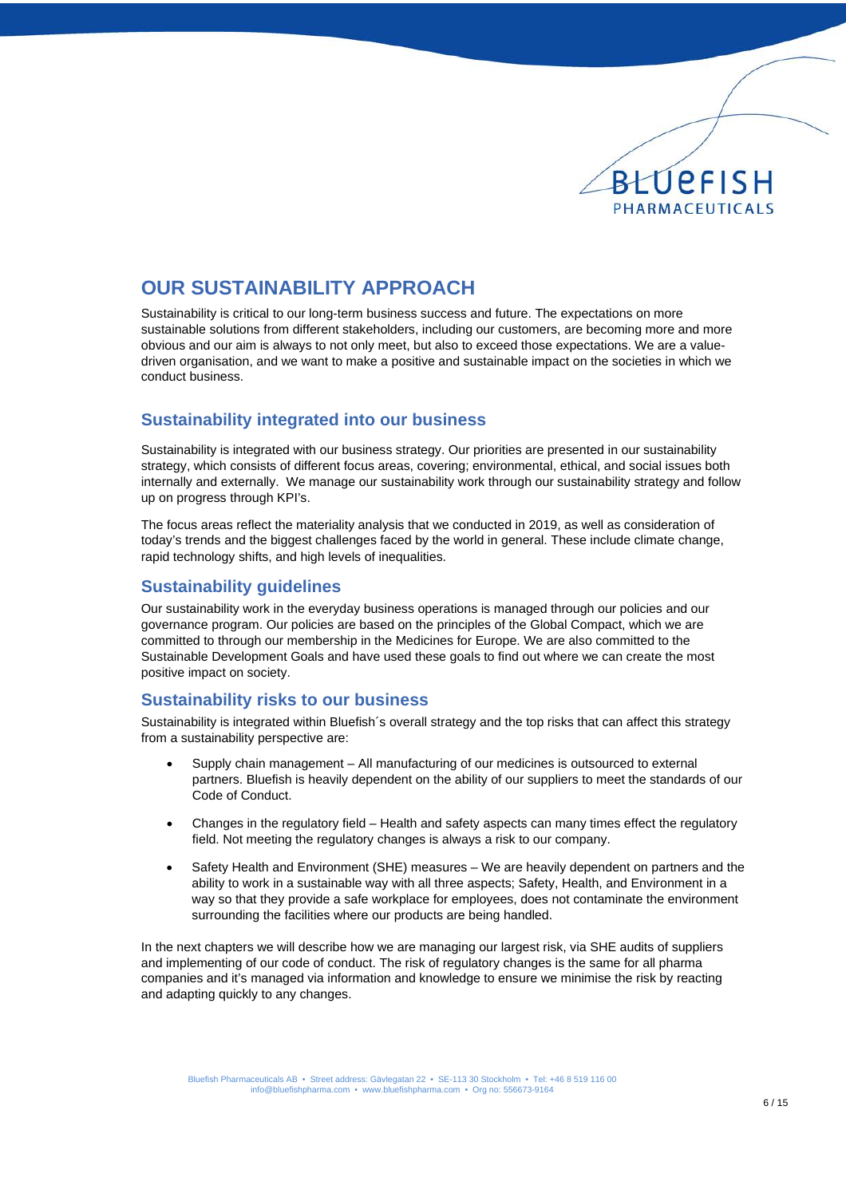# OUR SUSTAINABILITY APPROACH

Sustainability is critical to our long-term business success and future. The expectations on more sustainable solutions from different stakeholders, including our customers, are becoming more and more obvious and our aim is always to not only meet, but also to exceed those expectations. We are a value-driven organisation, and we want to make a positive and sustainable impact on the societies in which we conduct business.

## Sustainability integrated into our business

Sustainability is integrated with our business strategy. Our priorities are presented in our sustainability strategy, which consists of different focus areas, covering; environmental, ethical, and social issues both internally and externally. We manage our sustainability work through our sustainability strategy and follow up on progress through KPI's.

The focus areas reflect the materiality analysis that we conducted in 2019, as well as consideration of today's trends and the biggest challenges faced by the world in general. These include climate change, rapid technology shifts, and high levels of inequalities.

## Sustainability guidelines

Our sustainability work in the everyday business operations is managed through our policies and our governance program. Our policies are based on the principles of the Global Compact, which we are committed to through our membership in the Medicines for Europe. We are also committed to the Sustainable Development Goals and have used these goals to find out where we can create the most positive impact on society.

## Sustainability risks to our business

Sustainability is integrated within Bluefish´s overall strategy and the top risks that can affect this strategy from a sustainability perspective are:

- Supply chain management – All manufacturing of our medicines is outsourced to external partners. Bluefish is heavily dependent on the ability of our suppliers to meet the standards of our Code of Conduct.
- Changes in the regulatory field – Health and safety aspects can many times effect the regulatory field. Not meeting the regulatory changes is always a risk to our company.
- Safety Health and Environment (SHE) measures – We are heavily dependent on partners and the ability to work in a sustainable way with all three aspects; Safety, Health, and Environment in a way so that they provide a safe workplace for employees, does not contaminate the environment surrounding the facilities where our products are being handled.

In the next chapters we will describe how we are managing our largest risk, via SHE audits of suppliers and implementing of our code of conduct. The risk of regulatory changes is the same for all pharma companies and it's managed via information and knowledge to ensure we minimise the risk by reacting and adapting quickly to any changes.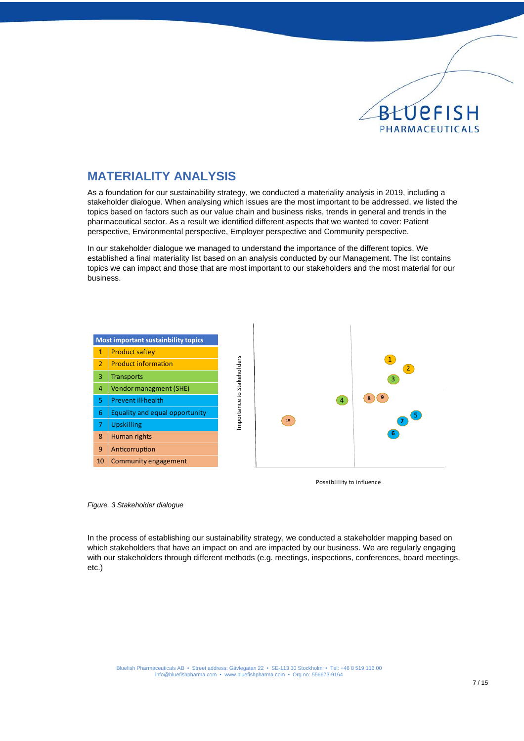## MATERIALITY ANALYSIS

As a foundation for our sustainability strategy, we conducted a materiality analysis in 2019, including a stakeholder dialogue. When analysing which issues are the most important to be addressed, we listed the topics based on factors such as our value chain and business risks, trends in general and trends in the pharmaceutical sector. As a result we identified different aspects that we wanted to cover: Patient perspective, Environmental perspective, Employer perspective and Community perspective.

In our stakeholder dialogue we managed to understand the importance of the different topics. We established a final materiality list based on an analysis conducted by our Management. The list contains topics we can impact and those that are most important to our stakeholders and the most material for our business.

| Most important sustainbility topics | |
|---|---|
| 1 | Product saftey |
| 2 | Product information |
| 3 | Transports |
| 4 | Vendor managment (SHE) |
| 5 | Prevent ill-health |
| 6 | Equality and equal opportunity |
| 7 | Upskilling |
| 8 | Human rights |
| 9 | Anticorruption |
| 10 | Community engagement |

Importance to Stakeholders

Possiblility to influence

1
2
3
4
8
9
10
5
7
6

*Figure. 3 Stakeholder dialogue*

In the process of establishing our sustainability strategy, we conducted a stakeholder mapping based on which stakeholders that have an impact on and are impacted by our business. We are regularly engaging with our stakeholders through different methods (e.g. meetings, inspections, conferences, board meetings, etc.)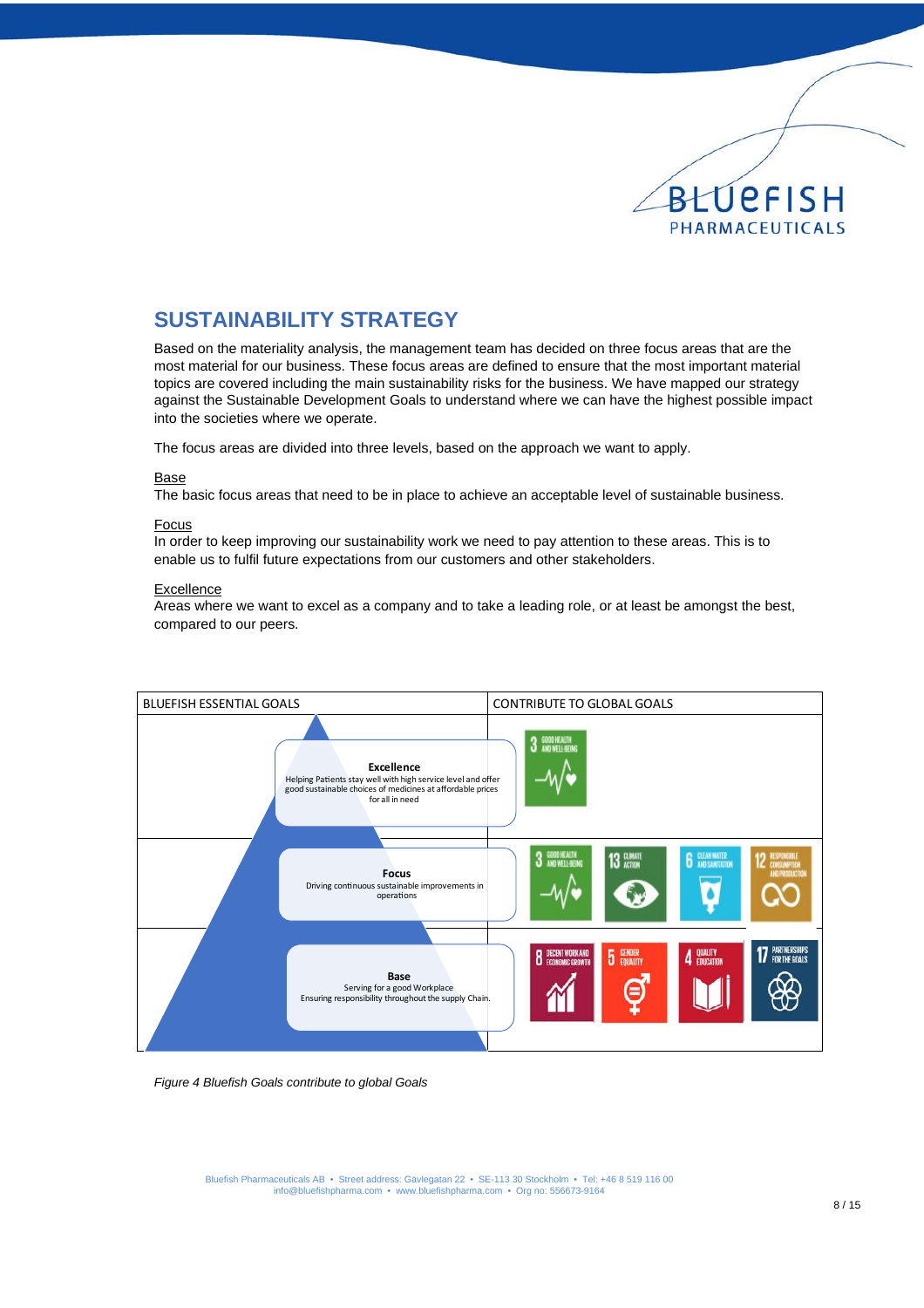## SUSTAINABILITY STRATEGY

Based on the materiality analysis, the management team has decided on three focus areas that are the most material for our business. These focus areas are defined to ensure that the most important material topics are covered including the main sustainability risks for the business. We have mapped our strategy against the Sustainable Development Goals to understand where we can have the highest possible impact into the societies where we operate.

The focus areas are divided into three levels, based on the approach we want to apply.

Base
The basic focus areas that need to be in place to achieve an acceptable level of sustainable business.

Focus
In order to keep improving our sustainability work we need to pay attention to these areas. This is to enable us to fulfil future expectations from our customers and other stakeholders.

Excellence
Areas where we want to excel as a company and to take a leading role, or at least be amongst the best, compared to our peers.

| BLUEFISH ESSENTIAL GOALS | CONTRIBUTE TO GLOBAL GOALS |
|---|---|
| **Excellence** Helping Patients stay well with high service level and offer good sustainable choices of medicines at affordable prices for all in need | 3 GOOD HEALTH AND WELL-BEING |
| **Focus** Driving continuous sustainable improvements in operations | 3 GOOD HEALTH AND WELL-BEING; 13 CLIMATE ACTION; 6 CLEAN WATER AND SANITATION; 12 RESPONSIBLE CONSUMPTION AND PRODUCTION |
| **Base** Serving for a good Workplace Ensuring responsibility throughout the supply Chain. | 8 DECENT WORK AND ECONOMIC GROWTH; 5 GENDER EQUALITY; 4 QUALITY EDUCATION; 17 PARTNERSHIPS FOR THE GOALS |

*Figure 4 Bluefish Goals contribute to global Goals*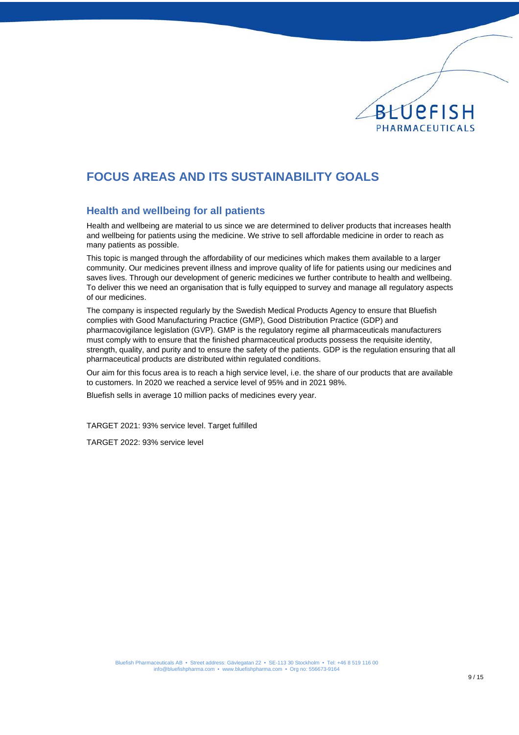# FOCUS AREAS AND ITS SUSTAINABILITY GOALS

## Health and wellbeing for all patients

Health and wellbeing are material to us since we are determined to deliver products that increases health and wellbeing for patients using the medicine. We strive to sell affordable medicine in order to reach as many patients as possible.

This topic is manged through the affordability of our medicines which makes them available to a larger community. Our medicines prevent illness and improve quality of life for patients using our medicines and saves lives. Through our development of generic medicines we further contribute to health and wellbeing. To deliver this we need an organisation that is fully equipped to survey and manage all regulatory aspects of our medicines.

The company is inspected regularly by the Swedish Medical Products Agency to ensure that Bluefish complies with Good Manufacturing Practice (GMP), Good Distribution Practice (GDP) and pharmacovigilance legislation (GVP). GMP is the regulatory regime all pharmaceuticals manufacturers must comply with to ensure that the finished pharmaceutical products possess the requisite identity, strength, quality, and purity and to ensure the safety of the patients. GDP is the regulation ensuring that all pharmaceutical products are distributed within regulated conditions.

Our aim for this focus area is to reach a high service level, i.e. the share of our products that are available to customers. In 2020 we reached a service level of 95% and in 2021 98%.

Bluefish sells in average 10 million packs of medicines every year.

TARGET 2021: 93% service level. Target fulfilled

TARGET 2022: 93% service level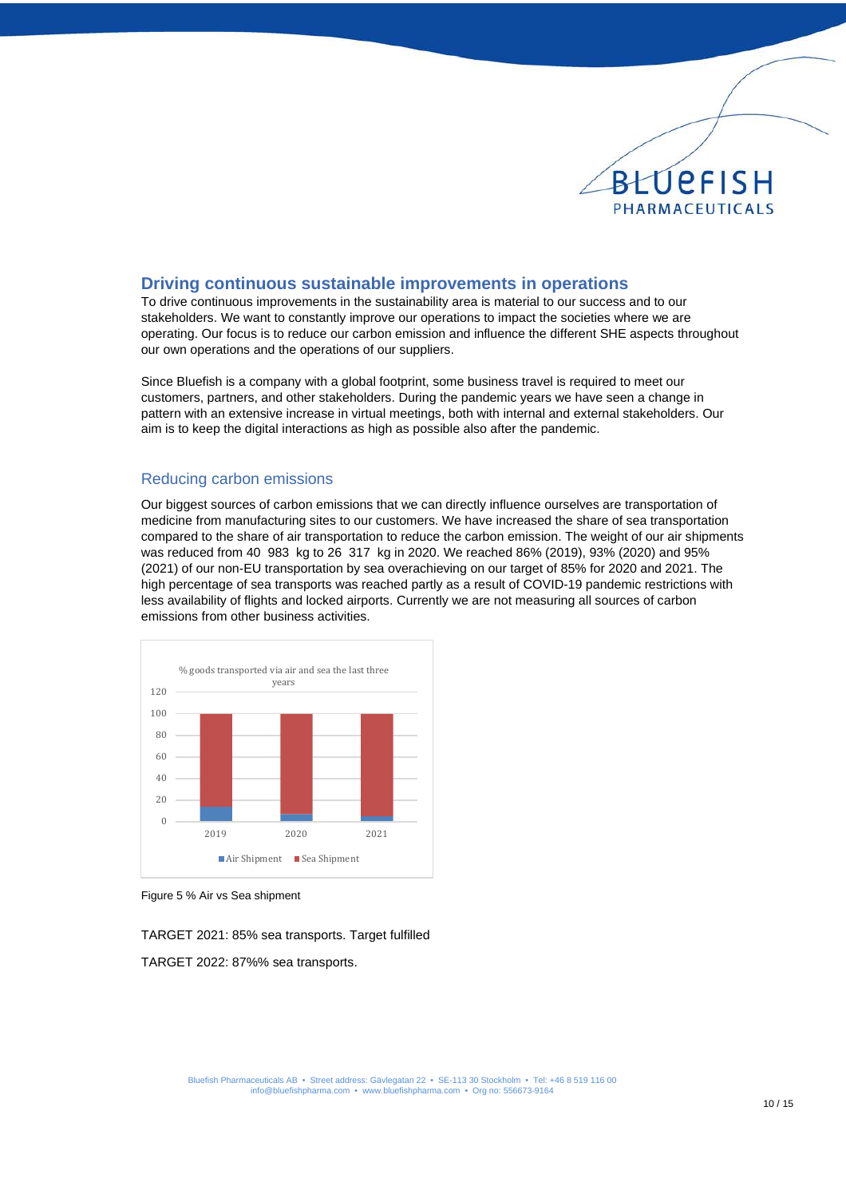## Driving continuous sustainable improvements in operations

To drive continuous improvements in the sustainability area is material to our success and to our stakeholders. We want to constantly improve our operations to impact the societies where we are operating. Our focus is to reduce our carbon emission and influence the different SHE aspects throughout our own operations and the operations of our suppliers.

Since Bluefish is a company with a global footprint, some business travel is required to meet our customers, partners, and other stakeholders. During the pandemic years we have seen a change in pattern with an extensive increase in virtual meetings, both with internal and external stakeholders. Our aim is to keep the digital interactions as high as possible also after the pandemic.

### Reducing carbon emissions

Our biggest sources of carbon emissions that we can directly influence ourselves are transportation of medicine from manufacturing sites to our customers. We have increased the share of sea transportation compared to the share of air transportation to reduce the carbon emission. The weight of our air shipments was reduced from 40 983 kg to 26 317 kg in 2020. We reached 86% (2019), 93% (2020) and 95% (2021) of our non-EU transportation by sea overachieving on our target of 85% for 2020 and 2021. The high percentage of sea transports was reached partly as a result of COVID-19 pandemic restrictions with less availability of flights and locked airports. Currently we are not measuring all sources of carbon emissions from other business activities.

% goods transported via air and sea the last three years

120
100
80
60
40
20
0

2019
2020
2021

Air Shipment
Sea Shipment

Figure 5 % Air vs Sea shipment

TARGET 2021: 85% sea transports. Target fulfilled

TARGET 2022: 87%% sea transports.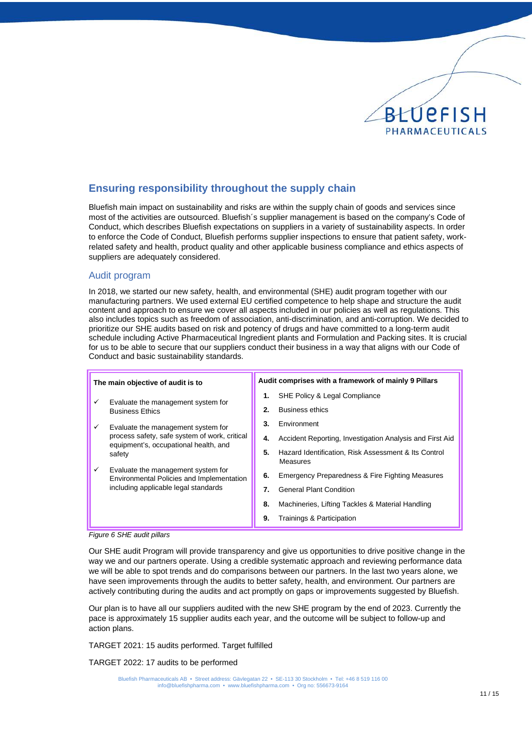## Ensuring responsibility throughout the supply chain

Bluefish main impact on sustainability and risks are within the supply chain of goods and services since most of the activities are outsourced. Bluefish´s supplier management is based on the company's Code of Conduct, which describes Bluefish expectations on suppliers in a variety of sustainability aspects. In order to enforce the Code of Conduct, Bluefish performs supplier inspections to ensure that patient safety, work-related safety and health, product quality and other applicable business compliance and ethics aspects of suppliers are adequately considered.

### Audit program

In 2018, we started our new safety, health, and environmental (SHE) audit program together with our manufacturing partners. We used external EU certified competence to help shape and structure the audit content and approach to ensure we cover all aspects included in our policies as well as regulations. This also includes topics such as freedom of association, anti-discrimination, and anti-corruption. We decided to prioritize our SHE audits based on risk and potency of drugs and have committed to a long-term audit schedule including Active Pharmaceutical Ingredient plants and Formulation and Packing sites. It is crucial for us to be able to secure that our suppliers conduct their business in a way that aligns with our Code of Conduct and basic sustainability standards.

**The main objective of audit is to**

- ✓ Evaluate the management system for Business Ethics
- ✓ Evaluate the management system for process safety, safe system of work, critical equipment's, occupational health, and safety
- ✓ Evaluate the management system for Environmental Policies and Implementation including applicable legal standards

**Audit comprises with a framework of mainly 9 Pillars**

1. SHE Policy & Legal Compliance
2. Business ethics
3. Environment
4. Accident Reporting, Investigation Analysis and First Aid
5. Hazard Identification, Risk Assessment & Its Control Measures
6. Emergency Preparedness & Fire Fighting Measures
7. General Plant Condition
8. Machineries, Lifting Tackles & Material Handling
9. Trainings & Participation

*Figure 6 SHE audit pillars*

Our SHE audit Program will provide transparency and give us opportunities to drive positive change in the way we and our partners operate. Using a credible systematic approach and reviewing performance data we will be able to spot trends and do comparisons between our partners. In the last two years alone, we have seen improvements through the audits to better safety, health, and environment. Our partners are actively contributing during the audits and act promptly on gaps or improvements suggested by Bluefish.

Our plan is to have all our suppliers audited with the new SHE program by the end of 2023. Currently the pace is approximately 15 supplier audits each year, and the outcome will be subject to follow-up and action plans.

TARGET 2021: 15 audits performed. Target fulfilled

TARGET 2022: 17 audits to be performed

Bluefish Pharmaceuticals AB • Street address: Gävlegatan 22 • SE-113 30 Stockholm • Tel: +46 8 519 116 00
info@bluefishpharma.com • www.bluefishpharma.com • Org no: 556673-9164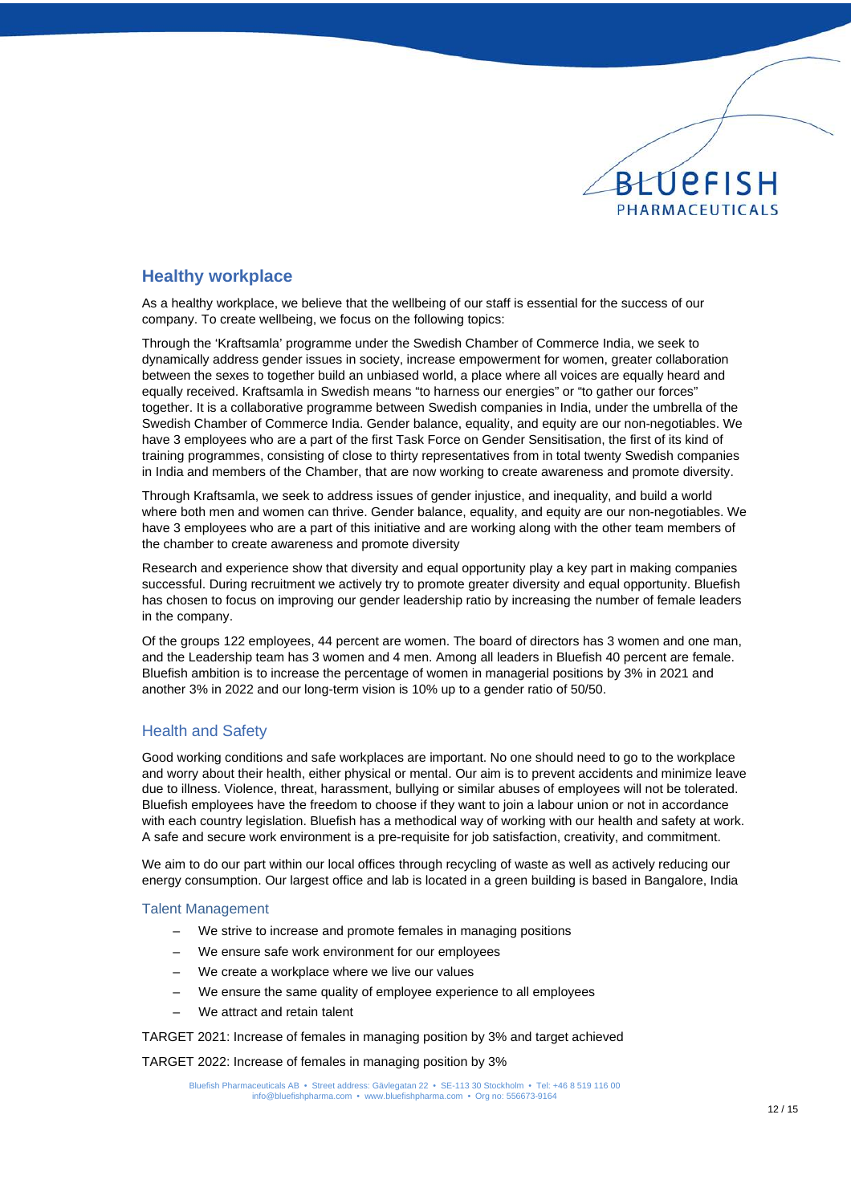## Healthy workplace

As a healthy workplace, we believe that the wellbeing of our staff is essential for the success of our company. To create wellbeing, we focus on the following topics:

Through the 'Kraftsamla' programme under the Swedish Chamber of Commerce India, we seek to dynamically address gender issues in society, increase empowerment for women, greater collaboration between the sexes to together build an unbiased world, a place where all voices are equally heard and equally received. Kraftsamla in Swedish means "to harness our energies" or "to gather our forces" together. It is a collaborative programme between Swedish companies in India, under the umbrella of the Swedish Chamber of Commerce India. Gender balance, equality, and equity are our non-negotiables. We have 3 employees who are a part of the first Task Force on Gender Sensitisation, the first of its kind of training programmes, consisting of close to thirty representatives from in total twenty Swedish companies in India and members of the Chamber, that are now working to create awareness and promote diversity.

Through Kraftsamla, we seek to address issues of gender injustice, and inequality, and build a world where both men and women can thrive. Gender balance, equality, and equity are our non-negotiables. We have 3 employees who are a part of this initiative and are working along with the other team members of the chamber to create awareness and promote diversity

Research and experience show that diversity and equal opportunity play a key part in making companies successful. During recruitment we actively try to promote greater diversity and equal opportunity. Bluefish has chosen to focus on improving our gender leadership ratio by increasing the number of female leaders in the company.

Of the groups 122 employees, 44 percent are women. The board of directors has 3 women and one man, and the Leadership team has 3 women and 4 men. Among all leaders in Bluefish 40 percent are female. Bluefish ambition is to increase the percentage of women in managerial positions by 3% in 2021 and another 3% in 2022 and our long-term vision is 10% up to a gender ratio of 50/50.

### Health and Safety

Good working conditions and safe workplaces are important. No one should need to go to the workplace and worry about their health, either physical or mental. Our aim is to prevent accidents and minimize leave due to illness. Violence, threat, harassment, bullying or similar abuses of employees will not be tolerated. Bluefish employees have the freedom to choose if they want to join a labour union or not in accordance with each country legislation. Bluefish has a methodical way of working with our health and safety at work. A safe and secure work environment is a pre-requisite for job satisfaction, creativity, and commitment.

We aim to do our part within our local offices through recycling of waste as well as actively reducing our energy consumption. Our largest office and lab is located in a green building is based in Bangalore, India

#### Talent Management

- We strive to increase and promote females in managing positions
- We ensure safe work environment for our employees
- We create a workplace where we live our values
- We ensure the same quality of employee experience to all employees
- We attract and retain talent

TARGET 2021: Increase of females in managing position by 3% and target achieved

TARGET 2022: Increase of females in managing position by 3%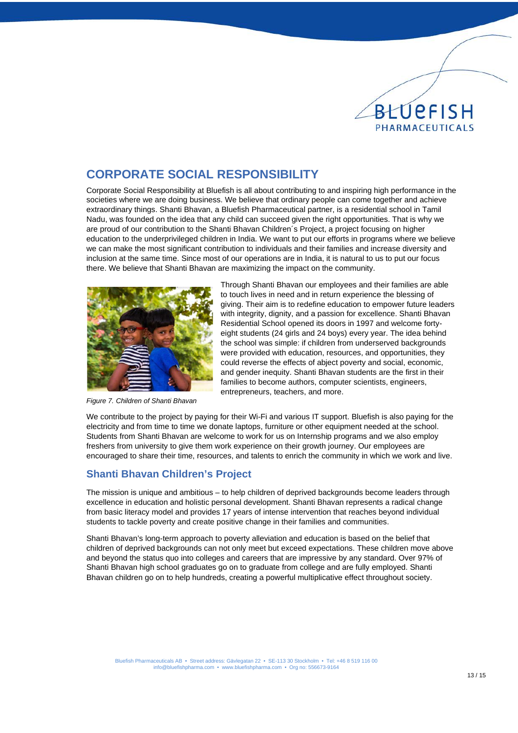# CORPORATE SOCIAL RESPONSIBILITY

Corporate Social Responsibility at Bluefish is all about contributing to and inspiring high performance in the societies where we are doing business. We believe that ordinary people can come together and achieve extraordinary things. Shanti Bhavan, a Bluefish Pharmaceutical partner, is a residential school in Tamil Nadu, was founded on the idea that any child can succeed given the right opportunities. That is why we are proud of our contribution to the Shanti Bhavan Children´s Project, a project focusing on higher education to the underprivileged children in India. We want to put our efforts in programs where we believe we can make the most significant contribution to individuals and their families and increase diversity and inclusion at the same time. Since most of our operations are in India, it is natural to us to put our focus there. We believe that Shanti Bhavan are maximizing the impact on the community.

Through Shanti Bhavan our employees and their families are able to touch lives in need and in return experience the blessing of giving. Their aim is to redefine education to empower future leaders with integrity, dignity, and a passion for excellence. Shanti Bhavan Residential School opened its doors in 1997 and welcome forty-eight students (24 girls and 24 boys) every year. The idea behind the school was simple: if children from underserved backgrounds were provided with education, resources, and opportunities, they could reverse the effects of abject poverty and social, economic, and gender inequity. Shanti Bhavan students are the first in their families to become authors, computer scientists, engineers, entrepreneurs, teachers, and more.

*Figure 7. Children of Shanti Bhavan*

We contribute to the project by paying for their Wi-Fi and various IT support. Bluefish is also paying for the electricity and from time to time we donate laptops, furniture or other equipment needed at the school. Students from Shanti Bhavan are welcome to work for us on Internship programs and we also employ freshers from university to give them work experience on their growth journey. Our employees are encouraged to share their time, resources, and talents to enrich the community in which we work and live.

## Shanti Bhavan Children's Project

The mission is unique and ambitious – to help children of deprived backgrounds become leaders through excellence in education and holistic personal development. Shanti Bhavan represents a radical change from basic literacy model and provides 17 years of intense intervention that reaches beyond individual students to tackle poverty and create positive change in their families and communities.

Shanti Bhavan's long-term approach to poverty alleviation and education is based on the belief that children of deprived backgrounds can not only meet but exceed expectations. These children move above and beyond the status quo into colleges and careers that are impressive by any standard. Over 97% of Shanti Bhavan high school graduates go on to graduate from college and are fully employed. Shanti Bhavan children go on to help hundreds, creating a powerful multiplicative effect throughout society.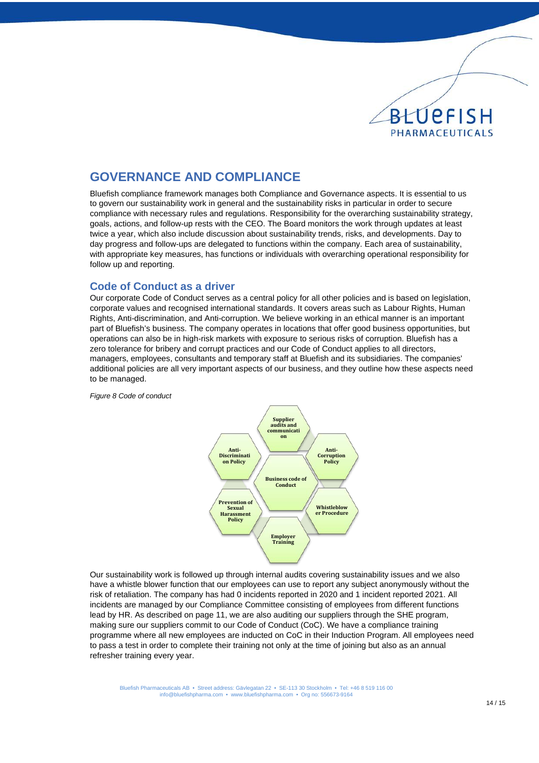## GOVERNANCE AND COMPLIANCE

Bluefish compliance framework manages both Compliance and Governance aspects. It is essential to us to govern our sustainability work in general and the sustainability risks in particular in order to secure compliance with necessary rules and regulations. Responsibility for the overarching sustainability strategy, goals, actions, and follow-up rests with the CEO. The Board monitors the work through updates at least twice a year, which also include discussion about sustainability trends, risks, and developments. Day to day progress and follow-ups are delegated to functions within the company. Each area of sustainability, with appropriate key measures, has functions or individuals with overarching operational responsibility for follow up and reporting.

### Code of Conduct as a driver

Our corporate Code of Conduct serves as a central policy for all other policies and is based on legislation, corporate values and recognised international standards. It covers areas such as Labour Rights, Human Rights, Anti-discrimination, and Anti-corruption. We believe working in an ethical manner is an important part of Bluefish's business. The company operates in locations that offer good business opportunities, but operations can also be in high-risk markets with exposure to serious risks of corruption. Bluefish has a zero tolerance for bribery and corrupt practices and our Code of Conduct applies to all directors, managers, employees, consultants and temporary staff at Bluefish and its subsidiaries. The companies' additional policies are all very important aspects of our business, and they outline how these aspects need to be managed.

*Figure 8 Code of conduct*

Supplier audits and communication

Anti-Discrimination Policy

Anti-Corruption Policy

Business code of Conduct

Prevention of Sexual Harassment Policy

Whistleblower Procedure

Employer Training

Our sustainability work is followed up through internal audits covering sustainability issues and we also have a whistle blower function that our employees can use to report any subject anonymously without the risk of retaliation. The company has had 0 incidents reported in 2020 and 1 incident reported 2021. All incidents are managed by our Compliance Committee consisting of employees from different functions lead by HR. As described on page 11, we are also auditing our suppliers through the SHE program, making sure our suppliers commit to our Code of Conduct (CoC). We have a compliance training programme where all new employees are inducted on CoC in their Induction Program. All employees need to pass a test in order to complete their training not only at the time of joining but also as an annual refresher training every year.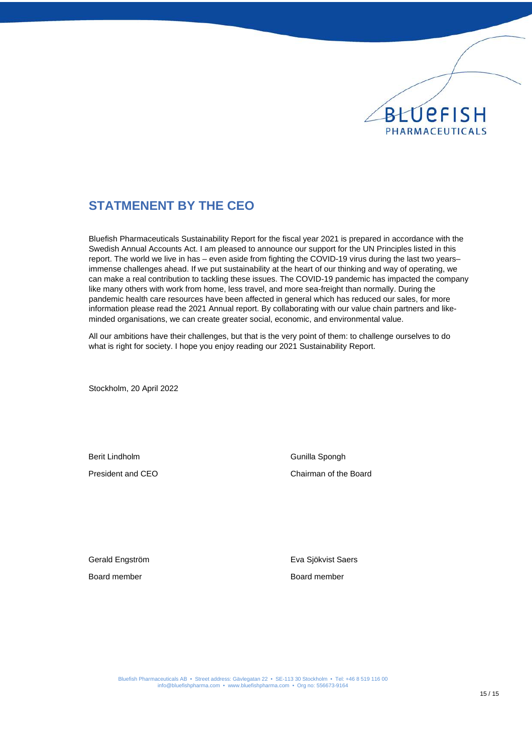## STATMENENT BY THE CEO

Bluefish Pharmaceuticals Sustainability Report for the fiscal year 2021 is prepared in accordance with the Swedish Annual Accounts Act. I am pleased to announce our support for the UN Principles listed in this report. The world we live in has – even aside from fighting the COVID-19 virus during the last two years– immense challenges ahead. If we put sustainability at the heart of our thinking and way of operating, we can make a real contribution to tackling these issues. The COVID-19 pandemic has impacted the company like many others with work from home, less travel, and more sea-freight than normally. During the pandemic health care resources have been affected in general which has reduced our sales, for more information please read the 2021 Annual report. By collaborating with our value chain partners and like-minded organisations, we can create greater social, economic, and environmental value.

All our ambitions have their challenges, but that is the very point of them: to challenge ourselves to do what is right for society. I hope you enjoy reading our 2021 Sustainability Report.

Stockholm, 20 April 2022

Berit Lindholm

President and CEO

Gunilla Spongh

Chairman of the Board

Gerald Engström

Board member

Eva Sjökvist Saers

Board member

Bluefish Pharmaceuticals AB • Street address: Gävlegatan 22 • SE-113 30 Stockholm • Tel: +46 8 519 116 00
info@bluefishpharma.com • www.bluefishpharma.com • Org no: 556673-9164